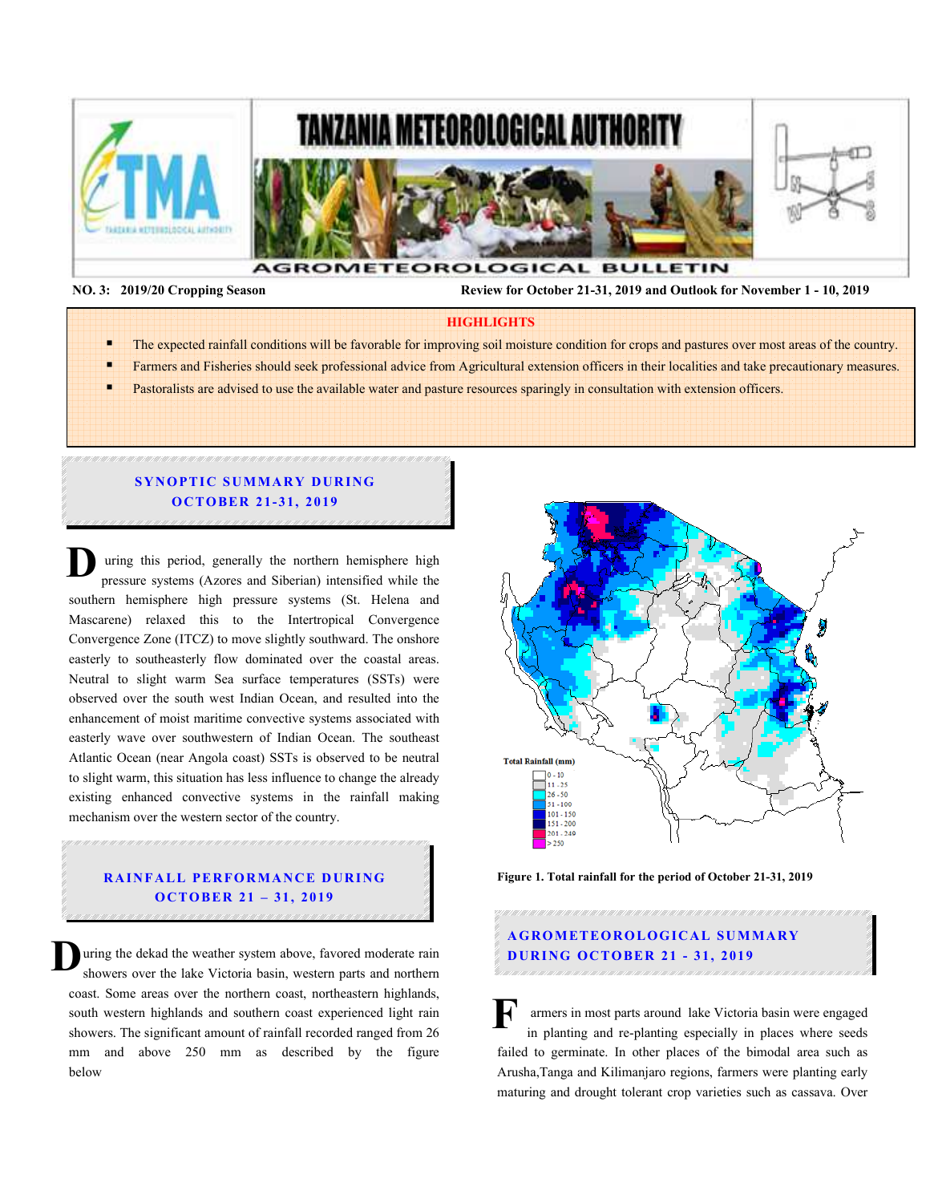# TANZANIA METEOROLOGICAL AUTHORITY

## AGROMETEOROLOGICAL BULLETIN

**NO. 3: 2019/20 Cropping Season** **Review for October 21-31, 2019 and Outlook for November 1 - 10, 2019**

**HIGHLIGHTS**

- The expected rainfall conditions will be favorable for improving soil moisture condition for crops and pastures over most areas of the country.
- Farmers and Fisheries should seek professional advice from Agricultural extension officers in their localities and take precautionary measures.
- Pastoralists are advised to use the available water and pasture resources sparingly in consultation with extension officers.

## SYNOPTIC SUMMARY DURING OCTOBER 21-31, 2019

During this period, generally the northern hemisphere high pressure systems (Azores and Siberian) intensified while the southern hemisphere high pressure systems (St. Helena and Mascarene) relaxed this to the Intertropical Convergence Convergence Zone (ITCZ) to move slightly southward. The onshore easterly to southeasterly flow dominated over the coastal areas. Neutral to slight warm Sea surface temperatures (SSTs) were observed over the south west Indian Ocean, and resulted into the enhancement of moist maritime convective systems associated with easterly wave over southwestern of Indian Ocean. The southeast Atlantic Ocean (near Angola coast) SSTs is observed to be neutral to slight warm, this situation has less influence to change the already existing enhanced convective systems in the rainfall making mechanism over the western sector of the country.

## RAINFALL PERFORMANCE DURING OCTOBER 21 – 31, 2019

During the dekad the weather system above, favored moderate rain showers over the lake Victoria basin, western parts and northern coast. Some areas over the northern coast, northeastern highlands, south western highlands and southern coast experienced light rain showers. The significant amount of rainfall recorded ranged from 26 mm and above 250 mm as described by the figure below

Total Rainfall (mm)
0 - 10
11 - 25
26 - 50
51 - 100
101 - 150
151 - 200
201 - 249
> 250

**Figure 1. Total rainfall for the period of October 21-31, 2019**

## AGROMETEOROLOGICAL SUMMARY DURING OCTOBER 21 - 31, 2019

Farmers in most parts around lake Victoria basin were engaged in planting and re-planting especially in places where seeds failed to germinate. In other places of the bimodal area such as Arusha,Tanga and Kilimanjaro regions, farmers were planting early maturing and drought tolerant crop varieties such as cassava. Over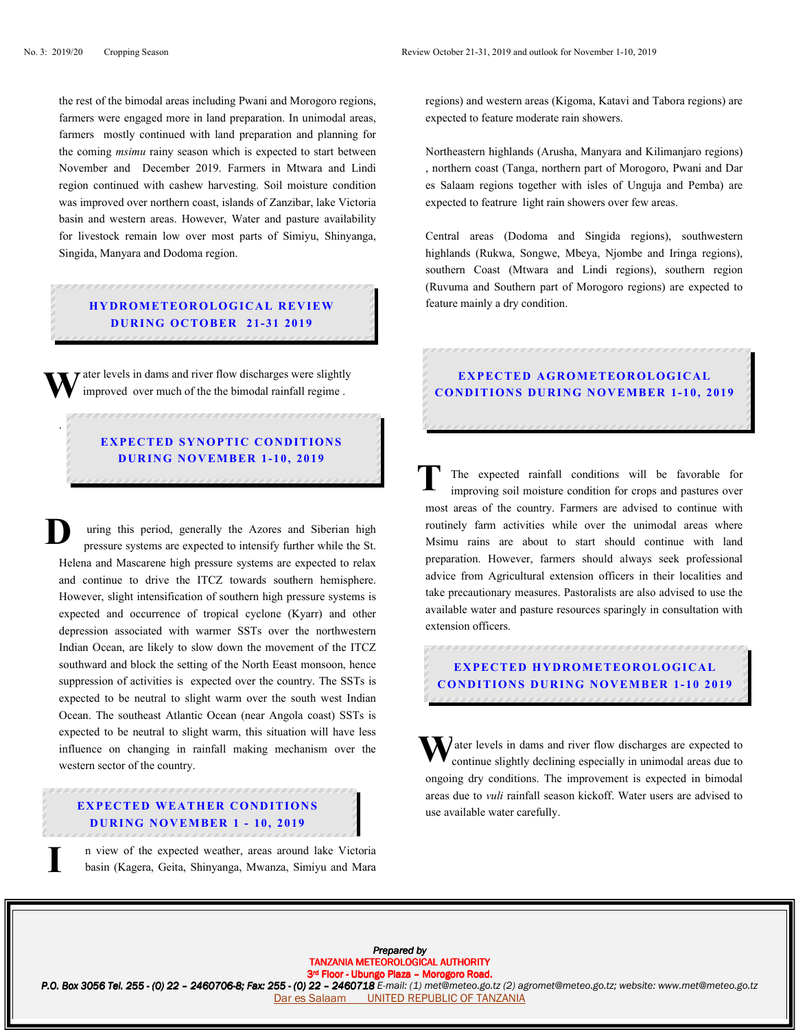the rest of the bimodal areas including Pwani and Morogoro regions, farmers were engaged more in land preparation. In unimodal areas, farmers mostly continued with land preparation and planning for the coming *msimu* rainy season which is expected to start between November and December 2019. Farmers in Mtwara and Lindi region continued with cashew harvesting. Soil moisture condition was improved over northern coast, islands of Zanzibar, lake Victoria basin and western areas. However, Water and pasture availability for livestock remain low over most parts of Simiyu, Shinyanga, Singida, Manyara and Dodoma region.

## HYDROMETEOROLOGICAL REVIEW DURING OCTOBER 21-31 2019

Water levels in dams and river flow discharges were slightly improved over much of the the bimodal rainfall regime .

## EXPECTED SYNOPTIC CONDITIONS DURING NOVEMBER 1-10, 2019

During this period, generally the Azores and Siberian high pressure systems are expected to intensify further while the St. Helena and Mascarene high pressure systems are expected to relax and continue to drive the ITCZ towards southern hemisphere. However, slight intensification of southern high pressure systems is expected and occurrence of tropical cyclone (Kyarr) and other depression associated with warmer SSTs over the northwestern Indian Ocean, are likely to slow down the movement of the ITCZ southward and block the setting of the North Eeast monsoon, hence suppression of activities is expected over the country. The SSTs is expected to be neutral to slight warm over the south west Indian Ocean. The southeast Atlantic Ocean (near Angola coast) SSTs is expected to be neutral to slight warm, this situation will have less influence on changing in rainfall making mechanism over the western sector of the country.

## EXPECTED WEATHER CONDITIONS DURING NOVEMBER 1 - 10, 2019

In view of the expected weather, areas around lake Victoria basin (Kagera, Geita, Shinyanga, Mwanza, Simiyu and Mara regions) and western areas (Kigoma, Katavi and Tabora regions) are expected to feature moderate rain showers.

Northeastern highlands (Arusha, Manyara and Kilimanjaro regions) , northern coast (Tanga, northern part of Morogoro, Pwani and Dar es Salaam regions together with isles of Unguja and Pemba) are expected to featrure light rain showers over few areas.

Central areas (Dodoma and Singida regions), southwestern highlands (Rukwa, Songwe, Mbeya, Njombe and Iringa regions), southern Coast (Mtwara and Lindi regions), southern region (Ruvuma and Southern part of Morogoro regions) are expected to feature mainly a dry condition.

## EXPECTED AGROMETEOROLOGICAL CONDITIONS DURING NOVEMBER 1-10, 2019

The expected rainfall conditions will be favorable for improving soil moisture condition for crops and pastures over most areas of the country. Farmers are advised to continue with routinely farm activities while over the unimodal areas where Msimu rains are about to start should continue with land preparation. However, farmers should always seek professional advice from Agricultural extension officers in their localities and take precautionary measures. Pastoralists are also advised to use the available water and pasture resources sparingly in consultation with extension officers.

## EXPECTED HYDROMETEOROLOGICAL CONDITIONS DURING NOVEMBER 1-10 2019

Water levels in dams and river flow discharges are expected to continue slightly declining especially in unimodal areas due to ongoing dry conditions. The improvement is expected in bimodal areas due to *vuli* rainfall season kickoff. Water users are advised to use available water carefully.

*Prepared by*
**TANZANIA METEOROLOGICAL AUTHORITY**
**3rd Floor - Ubungo Plaza – Morogoro Road.**
*P.O. Box 3056 Tel. 255 - (0) 22 – 2460706-8; Fax: 255 - (0) 22 – 2460718 E-mail: (1) met@meteo.go.tz (2) agromet@meteo.go.tz; website: www.met@meteo.go.tz*
Dar es Salaam UNITED REPUBLIC OF TANZANIA